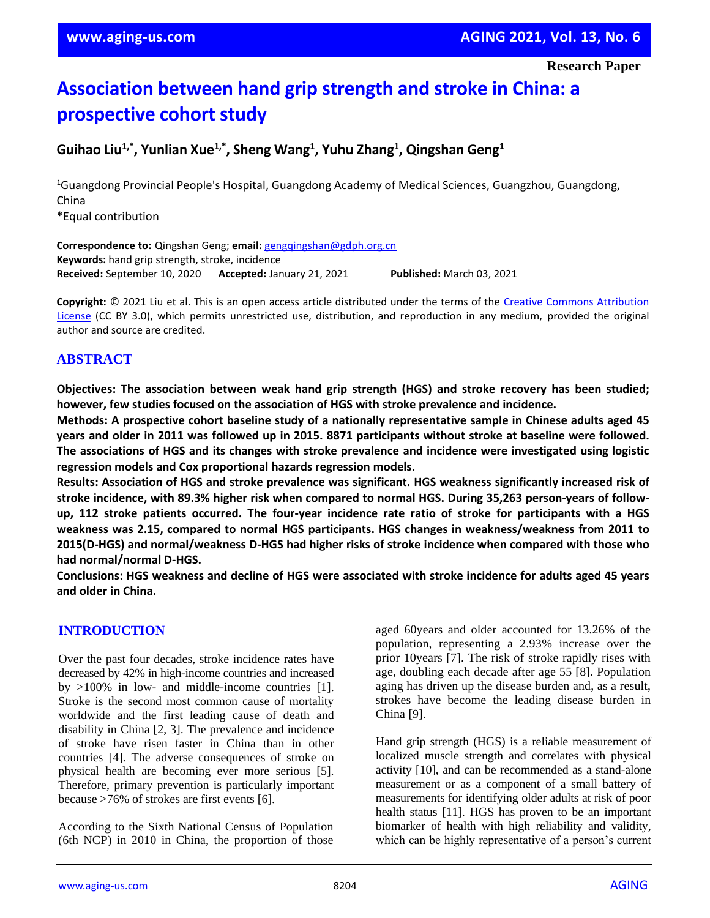Research Paper

# Association between hand grip strength and stroke in China: a prospective cohort study

**Guihao Liu[1,*], Yunlian Xue[1,*], Sheng Wang[1], Yuhu Zhang[1], Qingshan Geng[1]**

[1]Guangdong Provincial People's Hospital, Guangdong Academy of Medical Sciences, Guangzhou, Guangdong, China
*Equal contribution

**Correspondence to:** Qingshan Geng; **email:** gengqingshan@gdph.org.cn
**Keywords:** hand grip strength, stroke, incidence
**Received:** September 10, 2020 **Accepted:** January 21, 2021 **Published:** March 03, 2021

**Copyright:** © 2021 Liu et al. This is an open access article distributed under the terms of the Creative Commons Attribution License (CC BY 3.0), which permits unrestricted use, distribution, and reproduction in any medium, provided the original author and source are credited.

## ABSTRACT

**Objectives: The association between weak hand grip strength (HGS) and stroke recovery has been studied; however, few studies focused on the association of HGS with stroke prevalence and incidence.**

**Methods: A prospective cohort baseline study of a nationally representative sample in Chinese adults aged 45 years and older in 2011 was followed up in 2015. 8871 participants without stroke at baseline were followed. The associations of HGS and its changes with stroke prevalence and incidence were investigated using logistic regression models and Cox proportional hazards regression models.**

**Results: Association of HGS and stroke prevalence was significant. HGS weakness significantly increased risk of stroke incidence, with 89.3% higher risk when compared to normal HGS. During 35,263 person-years of follow-up, 112 stroke patients occurred. The four-year incidence rate ratio of stroke for participants with a HGS weakness was 2.15, compared to normal HGS participants. HGS changes in weakness/weakness from 2011 to 2015(D-HGS) and normal/weakness D-HGS had higher risks of stroke incidence when compared with those who had normal/normal D-HGS.**

**Conclusions: HGS weakness and decline of HGS were associated with stroke incidence for adults aged 45 years and older in China.**

## INTRODUCTION

Over the past four decades, stroke incidence rates have decreased by 42% in high-income countries and increased by >100% in low- and middle-income countries [1]. Stroke is the second most common cause of mortality worldwide and the first leading cause of death and disability in China [2, 3]. The prevalence and incidence of stroke have risen faster in China than in other countries [4]. The adverse consequences of stroke on physical health are becoming ever more serious [5]. Therefore, primary prevention is particularly important because >76% of strokes are first events [6].

According to the Sixth National Census of Population (6th NCP) in 2010 in China, the proportion of those aged 60years and older accounted for 13.26% of the population, representing a 2.93% increase over the prior 10years [7]. The risk of stroke rapidly rises with age, doubling each decade after age 55 [8]. Population aging has driven up the disease burden and, as a result, strokes have become the leading disease burden in China [9].

Hand grip strength (HGS) is a reliable measurement of localized muscle strength and correlates with physical activity [10], and can be recommended as a stand-alone measurement or as a component of a small battery of measurements for identifying older adults at risk of poor health status [11]. HGS has proven to be an important biomarker of health with high reliability and validity, which can be highly representative of a person's current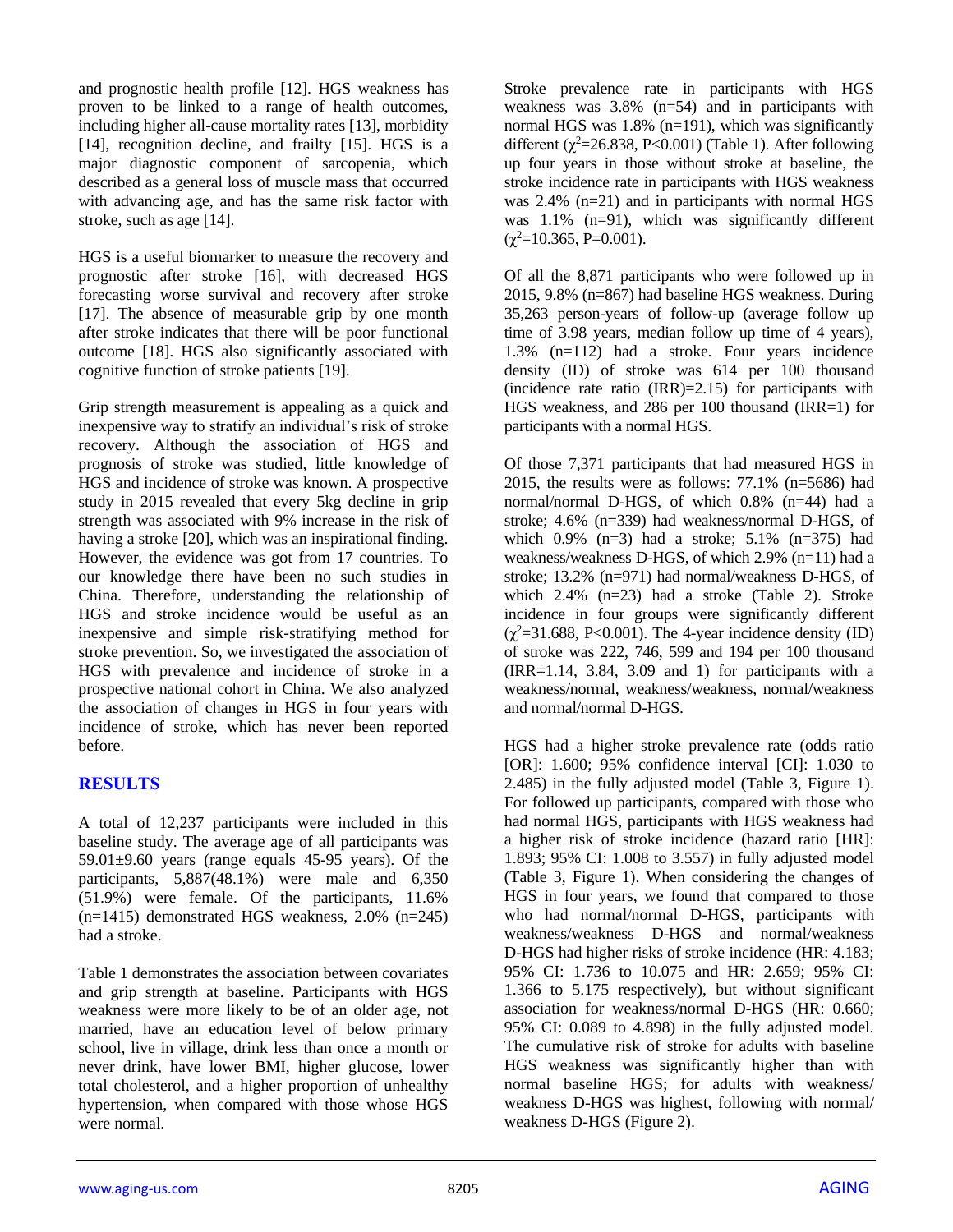and prognostic health profile [12]. HGS weakness has proven to be linked to a range of health outcomes, including higher all-cause mortality rates [13], morbidity [14], recognition decline, and frailty [15]. HGS is a major diagnostic component of sarcopenia, which described as a general loss of muscle mass that occurred with advancing age, and has the same risk factor with stroke, such as age [14].

HGS is a useful biomarker to measure the recovery and prognostic after stroke [16], with decreased HGS forecasting worse survival and recovery after stroke [17]. The absence of measurable grip by one month after stroke indicates that there will be poor functional outcome [18]. HGS also significantly associated with cognitive function of stroke patients [19].

Grip strength measurement is appealing as a quick and inexpensive way to stratify an individual's risk of stroke recovery. Although the association of HGS and prognosis of stroke was studied, little knowledge of HGS and incidence of stroke was known. A prospective study in 2015 revealed that every 5kg decline in grip strength was associated with 9% increase in the risk of having a stroke [20], which was an inspirational finding. However, the evidence was got from 17 countries. To our knowledge there have been no such studies in China. Therefore, understanding the relationship of HGS and stroke incidence would be useful as an inexpensive and simple risk-stratifying method for stroke prevention. So, we investigated the association of HGS with prevalence and incidence of stroke in a prospective national cohort in China. We also analyzed the association of changes in HGS in four years with incidence of stroke, which has never been reported before.

## RESULTS

A total of 12,237 participants were included in this baseline study. The average age of all participants was 59.01±9.60 years (range equals 45-95 years). Of the participants, 5,887(48.1%) were male and 6,350 (51.9%) were female. Of the participants, 11.6% (n=1415) demonstrated HGS weakness, 2.0% (n=245) had a stroke.

Table 1 demonstrates the association between covariates and grip strength at baseline. Participants with HGS weakness were more likely to be of an older age, not married, have an education level of below primary school, live in village, drink less than once a month or never drink, have lower BMI, higher glucose, lower total cholesterol, and a higher proportion of unhealthy hypertension, when compared with those whose HGS were normal.

Stroke prevalence rate in participants with HGS weakness was 3.8% (n=54) and in participants with normal HGS was 1.8% (n=191), which was significantly different ($\chi^2$=26.838, P<0.001) (Table 1). After following up four years in those without stroke at baseline, the stroke incidence rate in participants with HGS weakness was 2.4% (n=21) and in participants with normal HGS was 1.1% (n=91), which was significantly different ($\chi^2$=10.365, P=0.001).

Of all the 8,871 participants who were followed up in 2015, 9.8% (n=867) had baseline HGS weakness. During 35,263 person-years of follow-up (average follow up time of 3.98 years, median follow up time of 4 years), 1.3% (n=112) had a stroke. Four years incidence density (ID) of stroke was 614 per 100 thousand (incidence rate ratio (IRR)=2.15) for participants with HGS weakness, and 286 per 100 thousand (IRR=1) for participants with a normal HGS.

Of those 7,371 participants that had measured HGS in 2015, the results were as follows: 77.1% (n=5686) had normal/normal D-HGS, of which 0.8% (n=44) had a stroke; 4.6% (n=339) had weakness/normal D-HGS, of which 0.9% (n=3) had a stroke; 5.1% (n=375) had weakness/weakness D-HGS, of which 2.9% (n=11) had a stroke; 13.2% (n=971) had normal/weakness D-HGS, of which 2.4% (n=23) had a stroke (Table 2). Stroke incidence in four groups were significantly different ($\chi^2$=31.688, P<0.001). The 4-year incidence density (ID) of stroke was 222, 746, 599 and 194 per 100 thousand (IRR=1.14, 3.84, 3.09 and 1) for participants with a weakness/normal, weakness/weakness, normal/weakness and normal/normal D-HGS.

HGS had a higher stroke prevalence rate (odds ratio [OR]: 1.600; 95% confidence interval [CI]: 1.030 to 2.485) in the fully adjusted model (Table 3, Figure 1). For followed up participants, compared with those who had normal HGS, participants with HGS weakness had a higher risk of stroke incidence (hazard ratio [HR]: 1.893; 95% CI: 1.008 to 3.557) in fully adjusted model (Table 3, Figure 1). When considering the changes of HGS in four years, we found that compared to those who had normal/normal D-HGS, participants with weakness/weakness D-HGS and normal/weakness D-HGS had higher risks of stroke incidence (HR: 4.183; 95% CI: 1.736 to 10.075 and HR: 2.659; 95% CI: 1.366 to 5.175 respectively), but without significant association for weakness/normal D-HGS (HR: 0.660; 95% CI: 0.089 to 4.898) in the fully adjusted model. The cumulative risk of stroke for adults with baseline HGS weakness was significantly higher than with normal baseline HGS; for adults with weakness/ weakness D-HGS was highest, following with normal/ weakness D-HGS (Figure 2).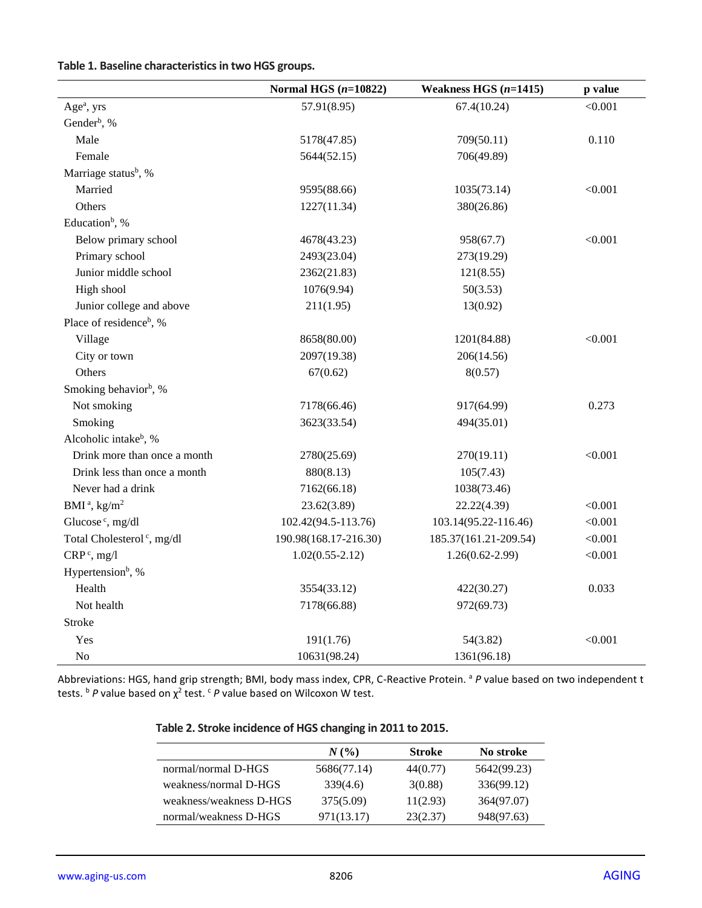**Table 1. Baseline characteristics in two HGS groups.**

| | Normal HGS (*n*=10822) | Weakness HGS (*n*=1415) | p value |
|---|---|---|---|
| Age[a], yrs | 57.91(8.95) | 67.4(10.24) | <0.001 |
| Gender[b], % | | | |
| Male | 5178(47.85) | 709(50.11) | 0.110 |
| Female | 5644(52.15) | 706(49.89) | |
| Marriage status[b], % | | | |
| Married | 9595(88.66) | 1035(73.14) | <0.001 |
| Others | 1227(11.34) | 380(26.86) | |
| Education[b], % | | | |
| Below primary school | 4678(43.23) | 958(67.7) | <0.001 |
| Primary school | 2493(23.04) | 273(19.29) | |
| Junior middle school | 2362(21.83) | 121(8.55) | |
| High shool | 1076(9.94) | 50(3.53) | |
| Junior college and above | 211(1.95) | 13(0.92) | |
| Place of residence[b], % | | | |
| Village | 8658(80.00) | 1201(84.88) | <0.001 |
| City or town | 2097(19.38) | 206(14.56) | |
| Others | 67(0.62) | 8(0.57) | |
| Smoking behavior[b], % | | | |
| Not smoking | 7178(66.46) | 917(64.99) | 0.273 |
| Smoking | 3623(33.54) | 494(35.01) | |
| Alcoholic intake[b], % | | | |
| Drink more than once a month | 2780(25.69) | 270(19.11) | <0.001 |
| Drink less than once a month | 880(8.13) | 105(7.43) | |
| Never had a drink | 7162(66.18) | 1038(73.46) | |
| BMI [a], kg/m$^2$ | 23.62(3.89) | 22.22(4.39) | <0.001 |
| Glucose [c], mg/dl | 102.42(94.5-113.76) | 103.14(95.22-116.46) | <0.001 |
| Total Cholesterol [c], mg/dl | 190.98(168.17-216.30) | 185.37(161.21-209.54) | <0.001 |
| CRP [c], mg/l | 1.02(0.55-2.12) | 1.26(0.62-2.99) | <0.001 |
| Hypertension[b], % | | | |
| Health | 3554(33.12) | 422(30.27) | 0.033 |
| Not health | 7178(66.88) | 972(69.73) | |
| Stroke | | | |
| Yes | 191(1.76) | 54(3.82) | <0.001 |
| No | 10631(98.24) | 1361(96.18) | |

Abbreviations: HGS, hand grip strength; BMI, body mass index, CPR, C-Reactive Protein. [a] *P* value based on two independent t tests. [b] *P* value based on $\chi^2$ test. [c] *P* value based on Wilcoxon W test.

**Table 2. Stroke incidence of HGS changing in 2011 to 2015.**

| | *N* (%) | Stroke | No stroke |
|---|---|---|---|
| normal/normal D-HGS | 5686(77.14) | 44(0.77) | 5642(99.23) |
| weakness/normal D-HGS | 339(4.6) | 3(0.88) | 336(99.12) |
| weakness/weakness D-HGS | 375(5.09) | 11(2.93) | 364(97.07) |
| normal/weakness D-HGS | 971(13.17) | 23(2.37) | 948(97.63) |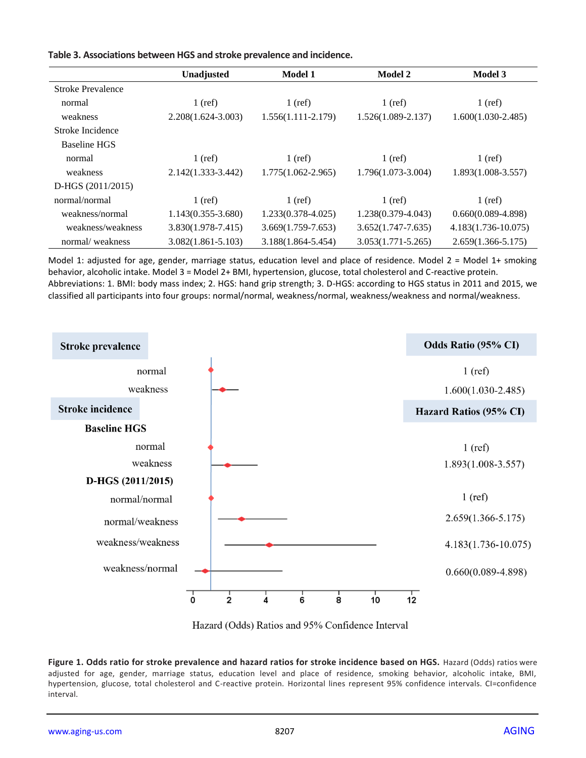**Table 3. Associations between HGS and stroke prevalence and incidence.**

| | Unadjusted | Model 1 | Model 2 | Model 3 |
|---|---|---|---|---|
| Stroke Prevalence | | | | |
| normal | 1 (ref) | 1 (ref) | 1 (ref) | 1 (ref) |
| weakness | 2.208(1.624-3.003) | 1.556(1.111-2.179) | 1.526(1.089-2.137) | 1.600(1.030-2.485) |
| Stroke Incidence | | | | |
| Baseline HGS | | | | |
| normal | 1 (ref) | 1 (ref) | 1 (ref) | 1 (ref) |
| weakness | 2.142(1.333-3.442) | 1.775(1.062-2.965) | 1.796(1.073-3.004) | 1.893(1.008-3.557) |
| D-HGS (2011/2015) | | | | |
| normal/normal | 1 (ref) | 1 (ref) | 1 (ref) | 1 (ref) |
| weakness/normal | 1.143(0.355-3.680) | 1.233(0.378-4.025) | 1.238(0.379-4.043) | 0.660(0.089-4.898) |
| weakness/weakness | 3.830(1.978-7.415) | 3.669(1.759-7.653) | 3.652(1.747-7.635) | 4.183(1.736-10.075) |
| normal/ weakness | 3.082(1.861-5.103) | 3.188(1.864-5.454) | 3.053(1.771-5.265) | 2.659(1.366-5.175) |

Model 1: adjusted for age, gender, marriage status, education level and place of residence. Model 2 = Model 1+ smoking behavior, alcoholic intake. Model 3 = Model 2+ BMI, hypertension, glucose, total cholesterol and C-reactive protein. Abbreviations: 1. BMI: body mass index; 2. HGS: hand grip strength; 3. D-HGS: according to HGS status in 2011 and 2015, we classified all participants into four groups: normal/normal, weakness/normal, weakness/weakness and normal/weakness.

**Figure 1. Odds ratio for stroke prevalence and hazard ratios for stroke incidence based on HGS.** Hazard (Odds) ratios were adjusted for age, gender, marriage status, education level and place of residence, smoking behavior, alcoholic intake, BMI, hypertension, glucose, total cholesterol and C-reactive protein. Horizontal lines represent 95% confidence intervals. CI=confidence interval.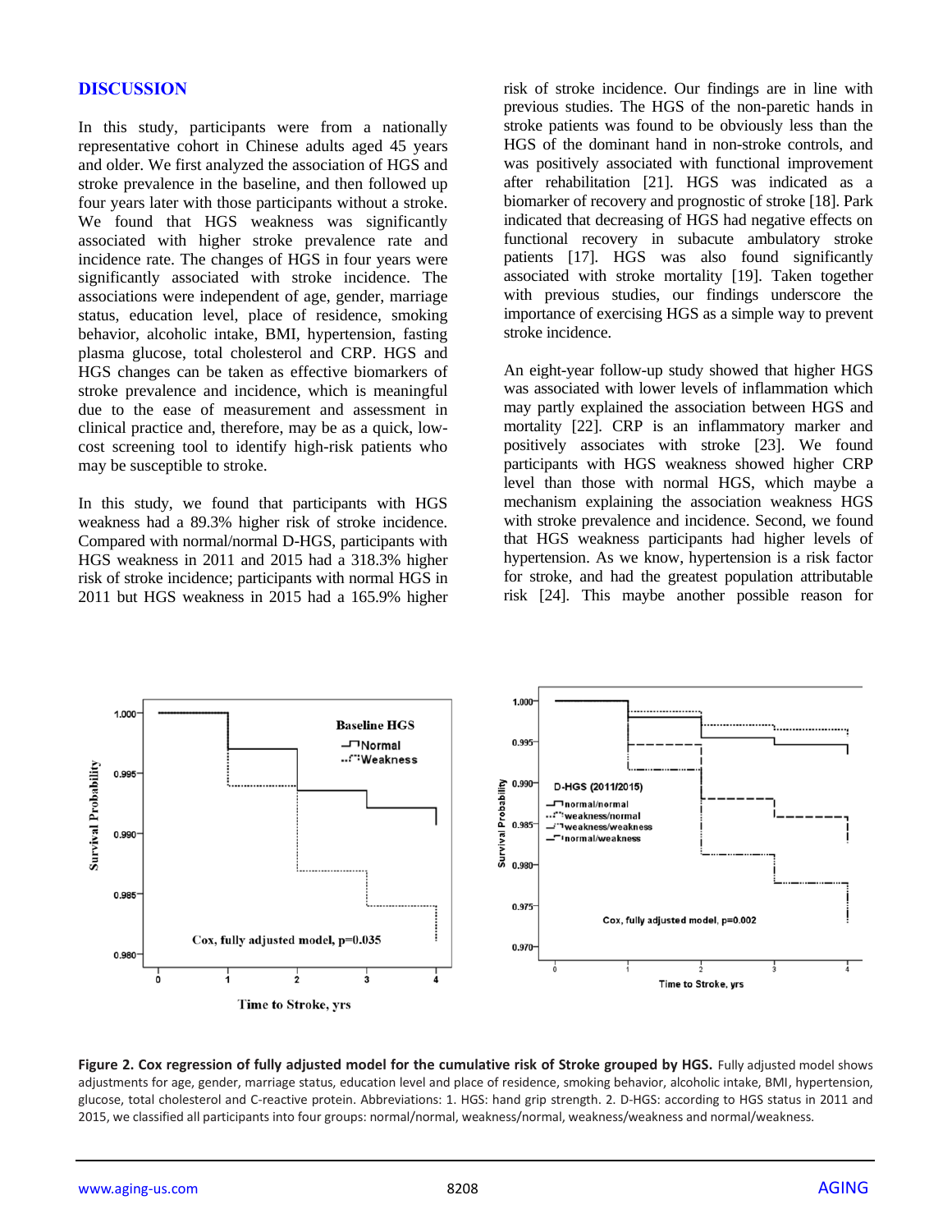## DISCUSSION

In this study, participants were from a nationally representative cohort in Chinese adults aged 45 years and older. We first analyzed the association of HGS and stroke prevalence in the baseline, and then followed up four years later with those participants without a stroke. We found that HGS weakness was significantly associated with higher stroke prevalence rate and incidence rate. The changes of HGS in four years were significantly associated with stroke incidence. The associations were independent of age, gender, marriage status, education level, place of residence, smoking behavior, alcoholic intake, BMI, hypertension, fasting plasma glucose, total cholesterol and CRP. HGS and HGS changes can be taken as effective biomarkers of stroke prevalence and incidence, which is meaningful due to the ease of measurement and assessment in clinical practice and, therefore, may be as a quick, low-cost screening tool to identify high-risk patients who may be susceptible to stroke.

In this study, we found that participants with HGS weakness had a 89.3% higher risk of stroke incidence. Compared with normal/normal D-HGS, participants with HGS weakness in 2011 and 2015 had a 318.3% higher risk of stroke incidence; participants with normal HGS in 2011 but HGS weakness in 2015 had a 165.9% higher risk of stroke incidence. Our findings are in line with previous studies. The HGS of the non-paretic hands in stroke patients was found to be obviously less than the HGS of the dominant hand in non-stroke controls, and was positively associated with functional improvement after rehabilitation [21]. HGS was indicated as a biomarker of recovery and prognostic of stroke [18]. Park indicated that decreasing of HGS had negative effects on functional recovery in subacute ambulatory stroke patients [17]. HGS was also found significantly associated with stroke mortality [19]. Taken together with previous studies, our findings underscore the importance of exercising HGS as a simple way to prevent stroke incidence.

An eight-year follow-up study showed that higher HGS was associated with lower levels of inflammation which may partly explained the association between HGS and mortality [22]. CRP is an inflammatory marker and positively associates with stroke [23]. We found participants with HGS weakness showed higher CRP level than those with normal HGS, which maybe a mechanism explaining the association weakness HGS with stroke prevalence and incidence. Second, we found that HGS weakness participants had higher levels of hypertension. As we know, hypertension is a risk factor for stroke, and had the greatest population attributable risk [24]. This maybe another possible reason for

**Figure 2. Cox regression of fully adjusted model for the cumulative risk of Stroke grouped by HGS.** Fully adjusted model shows adjustments for age, gender, marriage status, education level and place of residence, smoking behavior, alcoholic intake, BMI, hypertension, glucose, total cholesterol and C-reactive protein. Abbreviations: 1. HGS: hand grip strength. 2. D-HGS: according to HGS status in 2011 and 2015, we classified all participants into four groups: normal/normal, weakness/normal, weakness/weakness and normal/weakness.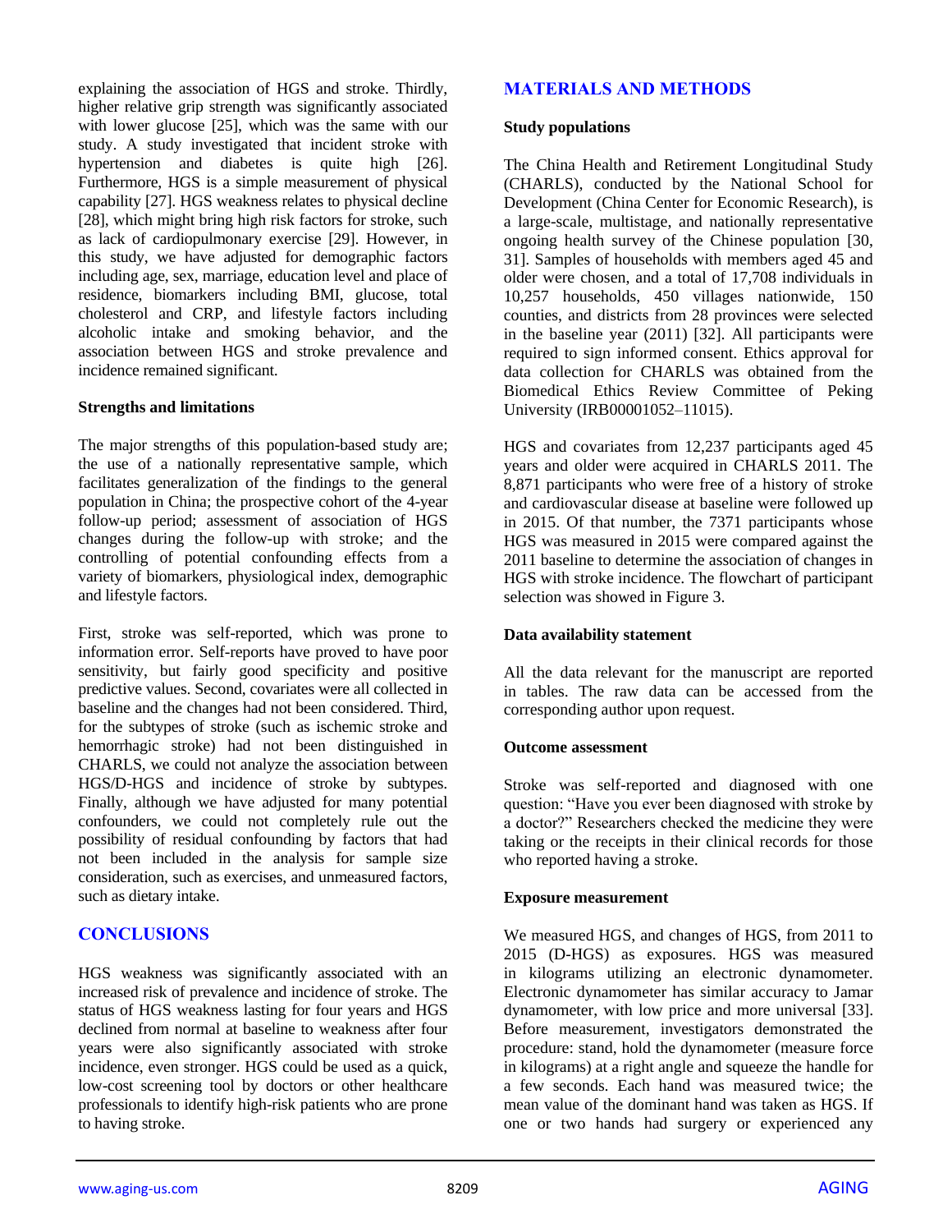explaining the association of HGS and stroke. Thirdly, higher relative grip strength was significantly associated with lower glucose [25], which was the same with our study. A study investigated that incident stroke with hypertension and diabetes is quite high [26]. Furthermore, HGS is a simple measurement of physical capability [27]. HGS weakness relates to physical decline [28], which might bring high risk factors for stroke, such as lack of cardiopulmonary exercise [29]. However, in this study, we have adjusted for demographic factors including age, sex, marriage, education level and place of residence, biomarkers including BMI, glucose, total cholesterol and CRP, and lifestyle factors including alcoholic intake and smoking behavior, and the association between HGS and stroke prevalence and incidence remained significant.

### Strengths and limitations

The major strengths of this population-based study are; the use of a nationally representative sample, which facilitates generalization of the findings to the general population in China; the prospective cohort of the 4-year follow-up period; assessment of association of HGS changes during the follow-up with stroke; and the controlling of potential confounding effects from a variety of biomarkers, physiological index, demographic and lifestyle factors.

First, stroke was self-reported, which was prone to information error. Self-reports have proved to have poor sensitivity, but fairly good specificity and positive predictive values. Second, covariates were all collected in baseline and the changes had not been considered. Third, for the subtypes of stroke (such as ischemic stroke and hemorrhagic stroke) had not been distinguished in CHARLS, we could not analyze the association between HGS/D-HGS and incidence of stroke by subtypes. Finally, although we have adjusted for many potential confounders, we could not completely rule out the possibility of residual confounding by factors that had not been included in the analysis for sample size consideration, such as exercises, and unmeasured factors, such as dietary intake.

## CONCLUSIONS

HGS weakness was significantly associated with an increased risk of prevalence and incidence of stroke. The status of HGS weakness lasting for four years and HGS declined from normal at baseline to weakness after four years were also significantly associated with stroke incidence, even stronger. HGS could be used as a quick, low-cost screening tool by doctors or other healthcare professionals to identify high-risk patients who are prone to having stroke.

## MATERIALS AND METHODS

### Study populations

The China Health and Retirement Longitudinal Study (CHARLS), conducted by the National School for Development (China Center for Economic Research), is a large-scale, multistage, and nationally representative ongoing health survey of the Chinese population [30, 31]. Samples of households with members aged 45 and older were chosen, and a total of 17,708 individuals in 10,257 households, 450 villages nationwide, 150 counties, and districts from 28 provinces were selected in the baseline year (2011) [32]. All participants were required to sign informed consent. Ethics approval for data collection for CHARLS was obtained from the Biomedical Ethics Review Committee of Peking University (IRB00001052–11015).

HGS and covariates from 12,237 participants aged 45 years and older were acquired in CHARLS 2011. The 8,871 participants who were free of a history of stroke and cardiovascular disease at baseline were followed up in 2015. Of that number, the 7371 participants whose HGS was measured in 2015 were compared against the 2011 baseline to determine the association of changes in HGS with stroke incidence. The flowchart of participant selection was showed in Figure 3.

### Data availability statement

All the data relevant for the manuscript are reported in tables. The raw data can be accessed from the corresponding author upon request.

### Outcome assessment

Stroke was self-reported and diagnosed with one question: "Have you ever been diagnosed with stroke by a doctor?" Researchers checked the medicine they were taking or the receipts in their clinical records for those who reported having a stroke.

### Exposure measurement

We measured HGS, and changes of HGS, from 2011 to 2015 (D-HGS) as exposures. HGS was measured in kilograms utilizing an electronic dynamometer. Electronic dynamometer has similar accuracy to Jamar dynamometer, with low price and more universal [33]. Before measurement, investigators demonstrated the procedure: stand, hold the dynamometer (measure force in kilograms) at a right angle and squeeze the handle for a few seconds. Each hand was measured twice; the mean value of the dominant hand was taken as HGS. If one or two hands had surgery or experienced any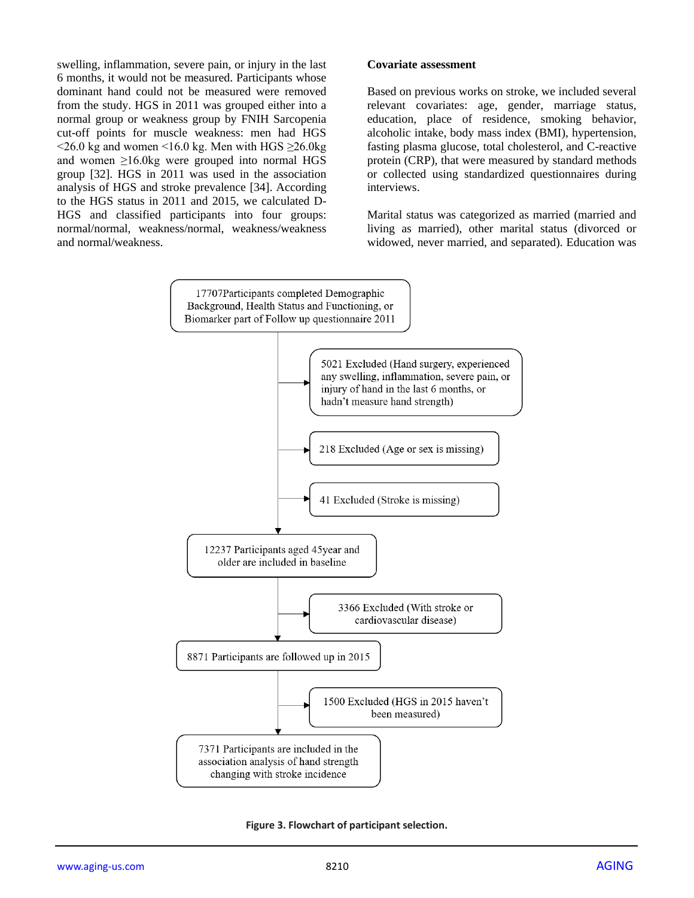swelling, inflammation, severe pain, or injury in the last 6 months, it would not be measured. Participants whose dominant hand could not be measured were removed from the study. HGS in 2011 was grouped either into a normal group or weakness group by FNIH Sarcopenia cut-off points for muscle weakness: men had HGS <26.0 kg and women <16.0 kg. Men with HGS ≥26.0kg and women ≥16.0kg were grouped into normal HGS group [32]. HGS in 2011 was used in the association analysis of HGS and stroke prevalence [34]. According to the HGS status in 2011 and 2015, we calculated D-HGS and classified participants into four groups: normal/normal, weakness/normal, weakness/weakness and normal/weakness.

### Covariate assessment

Based on previous works on stroke, we included several relevant covariates: age, gender, marriage status, education, place of residence, smoking behavior, alcoholic intake, body mass index (BMI), hypertension, fasting plasma glucose, total cholesterol, and C-reactive protein (CRP), that were measured by standard methods or collected using standardized questionnaires during interviews.

Marital status was categorized as married (married and living as married), other marital status (divorced or widowed, never married, and separated). Education was

17707Participants completed Demographic Background, Health Status and Functioning, or Biomarker part of Follow up questionnaire 2011

→ 5021 Excluded (Hand surgery, experienced any swelling, inflammation, severe pain, or injury of hand in the last 6 months, or hadn't measure hand strength)

→ 218 Excluded (Age or sex is missing)

→ 41 Excluded (Stroke is missing)

12237 Participants aged 45year and older are included in baseline

→ 3366 Excluded (With stroke or cardiovascular disease)

8871 Participants are followed up in 2015

→ 1500 Excluded (HGS in 2015 haven't been measured)

7371 Participants are included in the association analysis of hand strength changing with stroke incidence

**Figure 3. Flowchart of participant selection.**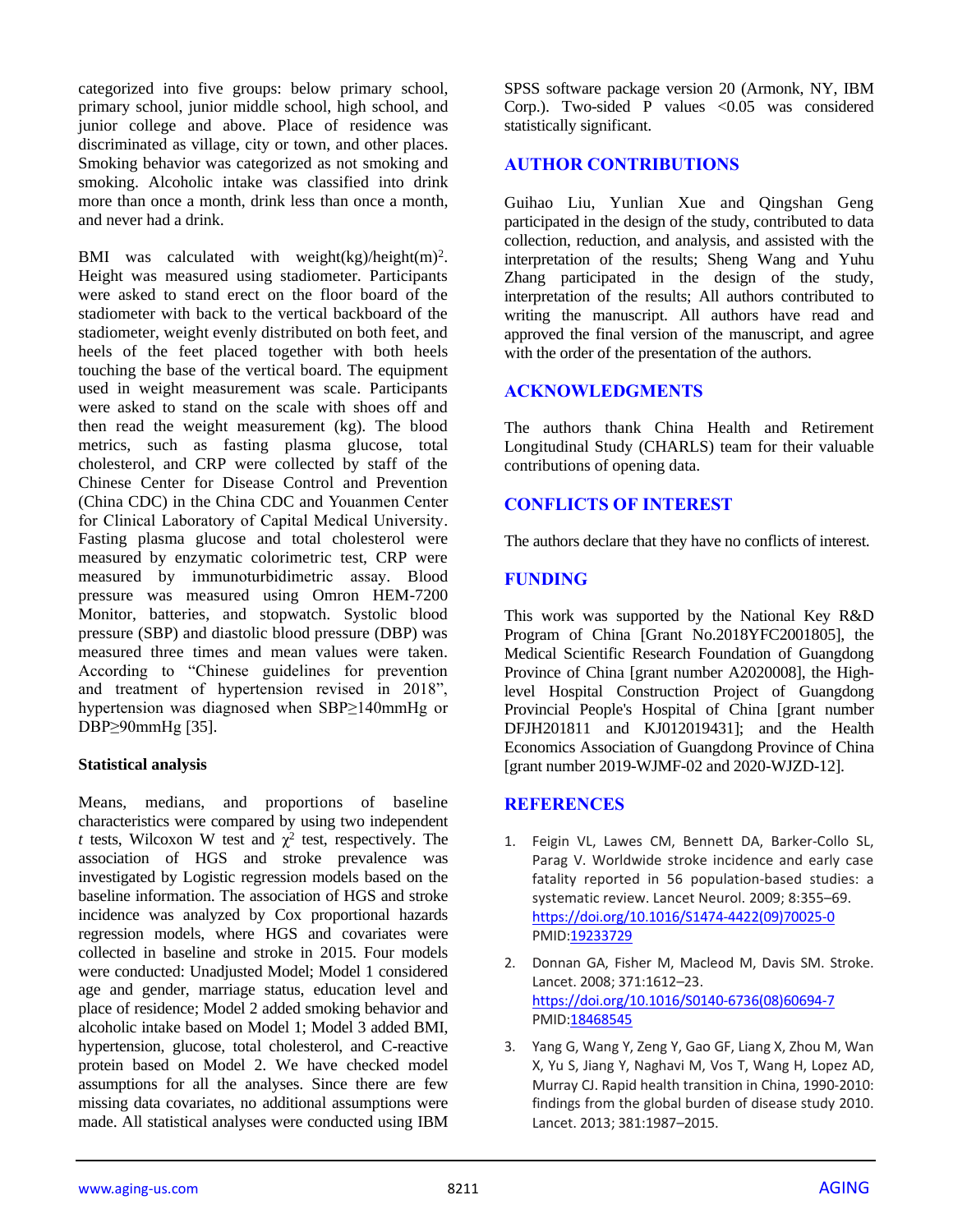categorized into five groups: below primary school, primary school, junior middle school, high school, and junior college and above. Place of residence was discriminated as village, city or town, and other places. Smoking behavior was categorized as not smoking and smoking. Alcoholic intake was classified into drink more than once a month, drink less than once a month, and never had a drink.

BMI was calculated with weight(kg)/height(m)$^2$. Height was measured using stadiometer. Participants were asked to stand erect on the floor board of the stadiometer with back to the vertical backboard of the stadiometer, weight evenly distributed on both feet, and heels of the feet placed together with both heels touching the base of the vertical board. The equipment used in weight measurement was scale. Participants were asked to stand on the scale with shoes off and then read the weight measurement (kg). The blood metrics, such as fasting plasma glucose, total cholesterol, and CRP were collected by staff of the Chinese Center for Disease Control and Prevention (China CDC) in the China CDC and Youanmen Center for Clinical Laboratory of Capital Medical University. Fasting plasma glucose and total cholesterol were measured by enzymatic colorimetric test, CRP were measured by immunoturbidimetric assay. Blood pressure was measured using Omron HEM-7200 Monitor, batteries, and stopwatch. Systolic blood pressure (SBP) and diastolic blood pressure (DBP) was measured three times and mean values were taken. According to "Chinese guidelines for prevention and treatment of hypertension revised in 2018", hypertension was diagnosed when SBP≥140mmHg or DBP≥90mmHg [35].

**Statistical analysis**

Means, medians, and proportions of baseline characteristics were compared by using two independent *t* tests, Wilcoxon W test and $\chi^2$ test, respectively. The association of HGS and stroke prevalence was investigated by Logistic regression models based on the baseline information. The association of HGS and stroke incidence was analyzed by Cox proportional hazards regression models, where HGS and covariates were collected in baseline and stroke in 2015. Four models were conducted: Unadjusted Model; Model 1 considered age and gender, marriage status, education level and place of residence; Model 2 added smoking behavior and alcoholic intake based on Model 1; Model 3 added BMI, hypertension, glucose, total cholesterol, and C-reactive protein based on Model 2. We have checked model assumptions for all the analyses. Since there are few missing data covariates, no additional assumptions were made. All statistical analyses were conducted using IBM SPSS software package version 20 (Armonk, NY, IBM Corp.). Two-sided P values <0.05 was considered statistically significant.

## AUTHOR CONTRIBUTIONS

Guihao Liu, Yunlian Xue and Qingshan Geng participated in the design of the study, contributed to data collection, reduction, and analysis, and assisted with the interpretation of the results; Sheng Wang and Yuhu Zhang participated in the design of the study, interpretation of the results; All authors contributed to writing the manuscript. All authors have read and approved the final version of the manuscript, and agree with the order of the presentation of the authors.

## ACKNOWLEDGMENTS

The authors thank China Health and Retirement Longitudinal Study (CHARLS) team for their valuable contributions of opening data.

## CONFLICTS OF INTEREST

The authors declare that they have no conflicts of interest.

## FUNDING

This work was supported by the National Key R&D Program of China [Grant No.2018YFC2001805], the Medical Scientific Research Foundation of Guangdong Province of China [grant number A2020008], the High-level Hospital Construction Project of Guangdong Provincial People's Hospital of China [grant number DFJH201811 and KJ012019431]; and the Health Economics Association of Guangdong Province of China [grant number 2019-WJMF-02 and 2020-WJZD-12].

## REFERENCES

1. Feigin VL, Lawes CM, Bennett DA, Barker-Collo SL, Parag V. Worldwide stroke incidence and early case fatality reported in 56 population-based studies: a systematic review. Lancet Neurol. 2009; 8:355–69. https://doi.org/10.1016/S1474-4422(09)70025-0 PMID:19233729

2. Donnan GA, Fisher M, Macleod M, Davis SM. Stroke. Lancet. 2008; 371:1612–23. https://doi.org/10.1016/S0140-6736(08)60694-7 PMID:18468545

3. Yang G, Wang Y, Zeng Y, Gao GF, Liang X, Zhou M, Wan X, Yu S, Jiang Y, Naghavi M, Vos T, Wang H, Lopez AD, Murray CJ. Rapid health transition in China, 1990-2010: findings from the global burden of disease study 2010. Lancet. 2013; 381:1987–2015.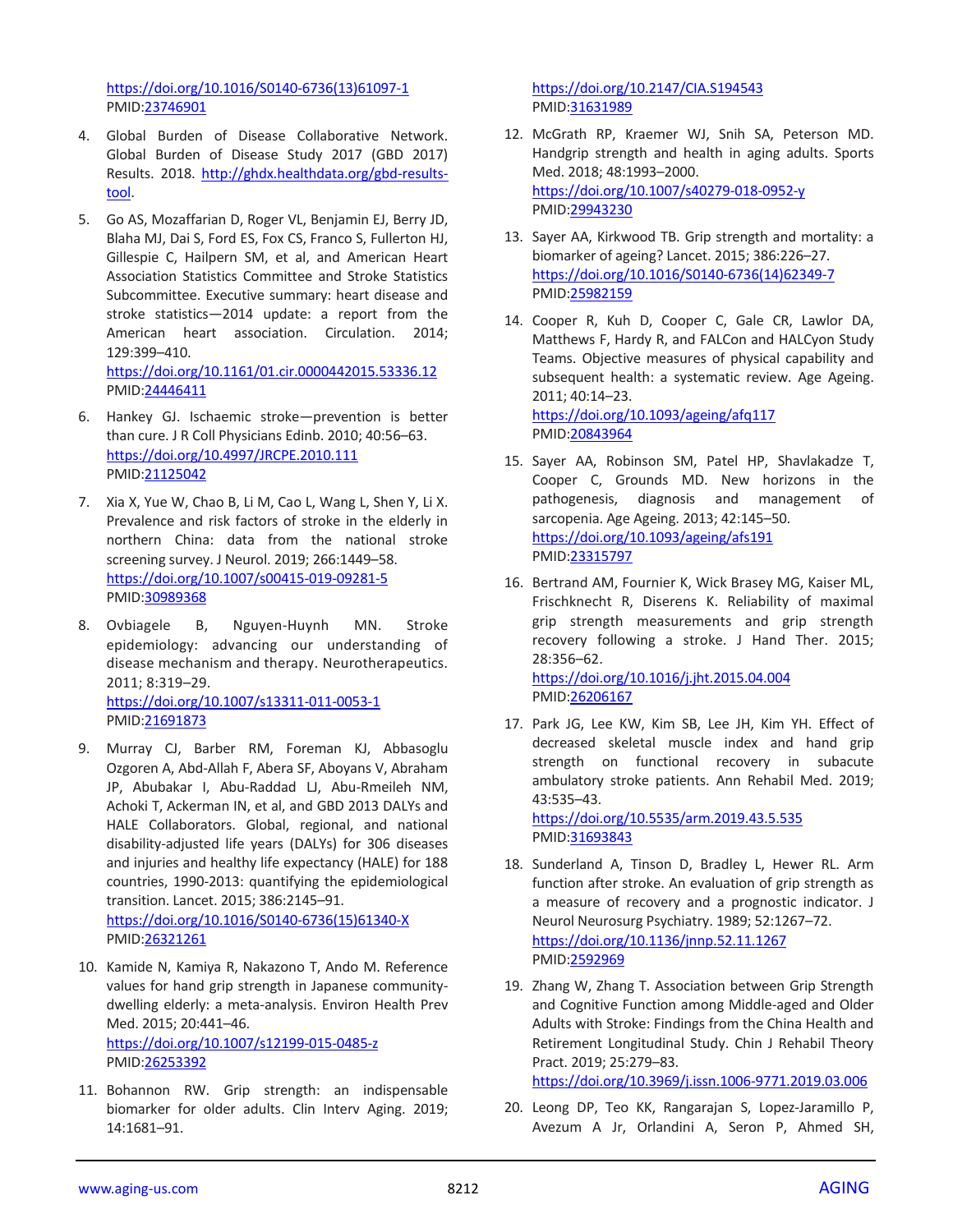https://doi.org/10.1016/S0140-6736(13)61097-1
PMID:23746901

4. Global Burden of Disease Collaborative Network. Global Burden of Disease Study 2017 (GBD 2017) Results. 2018. http://ghdx.healthdata.org/gbd-results-tool.

5. Go AS, Mozaffarian D, Roger VL, Benjamin EJ, Berry JD, Blaha MJ, Dai S, Ford ES, Fox CS, Franco S, Fullerton HJ, Gillespie C, Hailpern SM, et al, and American Heart Association Statistics Committee and Stroke Statistics Subcommittee. Executive summary: heart disease and stroke statistics—2014 update: a report from the American heart association. Circulation. 2014; 129:399–410.
https://doi.org/10.1161/01.cir.0000442015.53336.12
PMID:24446411

6. Hankey GJ. Ischaemic stroke—prevention is better than cure. J R Coll Physicians Edinb. 2010; 40:56–63.
https://doi.org/10.4997/JRCPE.2010.111
PMID:21125042

7. Xia X, Yue W, Chao B, Li M, Cao L, Wang L, Shen Y, Li X. Prevalence and risk factors of stroke in the elderly in northern China: data from the national stroke screening survey. J Neurol. 2019; 266:1449–58.
https://doi.org/10.1007/s00415-019-09281-5
PMID:30989368

8. Ovbiagele B, Nguyen-Huynh MN. Stroke epidemiology: advancing our understanding of disease mechanism and therapy. Neurotherapeutics. 2011; 8:319–29.
https://doi.org/10.1007/s13311-011-0053-1
PMID:21691873

9. Murray CJ, Barber RM, Foreman KJ, Abbasoglu Ozgoren A, Abd-Allah F, Abera SF, Aboyans V, Abraham JP, Abubakar I, Abu-Raddad LJ, Abu-Rmeileh NM, Achoki T, Ackerman IN, et al, and GBD 2013 DALYs and HALE Collaborators. Global, regional, and national disability-adjusted life years (DALYs) for 306 diseases and injuries and healthy life expectancy (HALE) for 188 countries, 1990-2013: quantifying the epidemiological transition. Lancet. 2015; 386:2145–91.
https://doi.org/10.1016/S0140-6736(15)61340-X
PMID:26321261

10. Kamide N, Kamiya R, Nakazono T, Ando M. Reference values for hand grip strength in Japanese community-dwelling elderly: a meta-analysis. Environ Health Prev Med. 2015; 20:441–46.
https://doi.org/10.1007/s12199-015-0485-z
PMID:26253392

11. Bohannon RW. Grip strength: an indispensable biomarker for older adults. Clin Interv Aging. 2019; 14:1681–91.
https://doi.org/10.2147/CIA.S194543
PMID:31631989

12. McGrath RP, Kraemer WJ, Snih SA, Peterson MD. Handgrip strength and health in aging adults. Sports Med. 2018; 48:1993–2000.
https://doi.org/10.1007/s40279-018-0952-y
PMID:29943230

13. Sayer AA, Kirkwood TB. Grip strength and mortality: a biomarker of ageing? Lancet. 2015; 386:226–27.
https://doi.org/10.1016/S0140-6736(14)62349-7
PMID:25982159

14. Cooper R, Kuh D, Cooper C, Gale CR, Lawlor DA, Matthews F, Hardy R, and FALCon and HALCyon Study Teams. Objective measures of physical capability and subsequent health: a systematic review. Age Ageing. 2011; 40:14–23.
https://doi.org/10.1093/ageing/afq117
PMID:20843964

15. Sayer AA, Robinson SM, Patel HP, Shavlakadze T, Cooper C, Grounds MD. New horizons in the pathogenesis, diagnosis and management of sarcopenia. Age Ageing. 2013; 42:145–50.
https://doi.org/10.1093/ageing/afs191
PMID:23315797

16. Bertrand AM, Fournier K, Wick Brasey MG, Kaiser ML, Frischknecht R, Diserens K. Reliability of maximal grip strength measurements and grip strength recovery following a stroke. J Hand Ther. 2015; 28:356–62.
https://doi.org/10.1016/j.jht.2015.04.004
PMID:26206167

17. Park JG, Lee KW, Kim SB, Lee JH, Kim YH. Effect of decreased skeletal muscle index and hand grip strength on functional recovery in subacute ambulatory stroke patients. Ann Rehabil Med. 2019; 43:535–43.
https://doi.org/10.5535/arm.2019.43.5.535
PMID:31693843

18. Sunderland A, Tinson D, Bradley L, Hewer RL. Arm function after stroke. An evaluation of grip strength as a measure of recovery and a prognostic indicator. J Neurol Neurosurg Psychiatry. 1989; 52:1267–72.
https://doi.org/10.1136/jnnp.52.11.1267
PMID:2592969

19. Zhang W, Zhang T. Association between Grip Strength and Cognitive Function among Middle-aged and Older Adults with Stroke: Findings from the China Health and Retirement Longitudinal Study. Chin J Rehabil Theory Pract. 2019; 25:279–83.
https://doi.org/10.3969/j.issn.1006-9771.2019.03.006

20. Leong DP, Teo KK, Rangarajan S, Lopez-Jaramillo P, Avezum A Jr, Orlandini A, Seron P, Ahmed SH,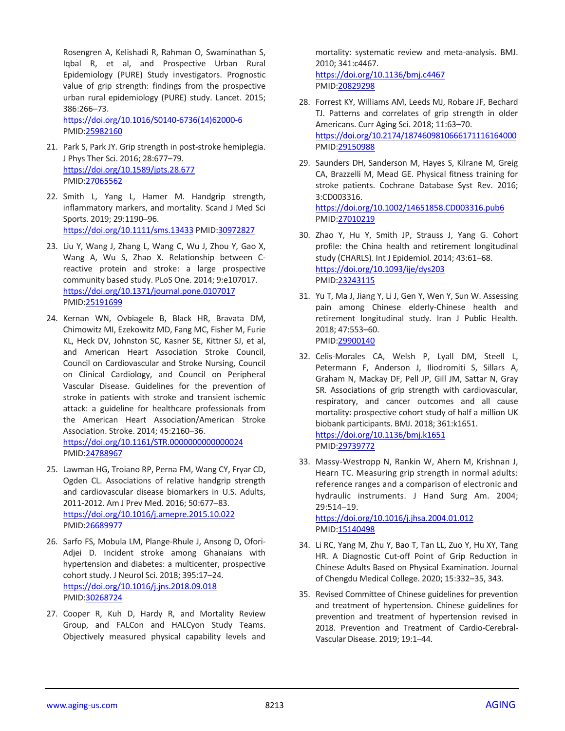Rosengren A, Kelishadi R, Rahman O, Swaminathan S, Iqbal R, et al, and Prospective Urban Rural Epidemiology (PURE) Study investigators. Prognostic value of grip strength: findings from the prospective urban rural epidemiology (PURE) study. Lancet. 2015; 386:266–73.
https://doi.org/10.1016/S0140-6736(14)62000-6
PMID:25982160

21. Park S, Park JY. Grip strength in post-stroke hemiplegia. J Phys Ther Sci. 2016; 28:677–79.
https://doi.org/10.1589/jpts.28.677
PMID:27065562

22. Smith L, Yang L, Hamer M. Handgrip strength, inflammatory markers, and mortality. Scand J Med Sci Sports. 2019; 29:1190–96.
https://doi.org/10.1111/sms.13433 PMID:30972827

23. Liu Y, Wang J, Zhang L, Wang C, Wu J, Zhou Y, Gao X, Wang A, Wu S, Zhao X. Relationship between C-reactive protein and stroke: a large prospective community based study. PLoS One. 2014; 9:e107017.
https://doi.org/10.1371/journal.pone.0107017
PMID:25191699

24. Kernan WN, Ovbiagele B, Black HR, Bravata DM, Chimowitz MI, Ezekowitz MD, Fang MC, Fisher M, Furie KL, Heck DV, Johnston SC, Kasner SE, Kittner SJ, et al, and American Heart Association Stroke Council, Council on Cardiovascular and Stroke Nursing, Council on Clinical Cardiology, and Council on Peripheral Vascular Disease. Guidelines for the prevention of stroke in patients with stroke and transient ischemic attack: a guideline for healthcare professionals from the American Heart Association/American Stroke Association. Stroke. 2014; 45:2160–36.
https://doi.org/10.1161/STR.0000000000000024
PMID:24788967

25. Lawman HG, Troiano RP, Perna FM, Wang CY, Fryar CD, Ogden CL. Associations of relative handgrip strength and cardiovascular disease biomarkers in U.S. Adults, 2011-2012. Am J Prev Med. 2016; 50:677–83.
https://doi.org/10.1016/j.amepre.2015.10.022
PMID:26689977

26. Sarfo FS, Mobula LM, Plange-Rhule J, Ansong D, Ofori-Adjei D. Incident stroke among Ghanaians with hypertension and diabetes: a multicenter, prospective cohort study. J Neurol Sci. 2018; 395:17–24.
https://doi.org/10.1016/j.jns.2018.09.018
PMID:30268724

27. Cooper R, Kuh D, Hardy R, and Mortality Review Group, and FALCon and HALCyon Study Teams. Objectively measured physical capability levels and mortality: systematic review and meta-analysis. BMJ. 2010; 341:c4467.
https://doi.org/10.1136/bmj.c4467
PMID:20829298

28. Forrest KY, Williams AM, Leeds MJ, Robare JF, Bechard TJ. Patterns and correlates of grip strength in older Americans. Curr Aging Sci. 2018; 11:63–70.
https://doi.org/10.2174/1874609810666171116164000
PMID:29150988

29. Saunders DH, Sanderson M, Hayes S, Kilrane M, Greig CA, Brazzelli M, Mead GE. Physical fitness training for stroke patients. Cochrane Database Syst Rev. 2016; 3:CD003316.
https://doi.org/10.1002/14651858.CD003316.pub6
PMID:27010219

30. Zhao Y, Hu Y, Smith JP, Strauss J, Yang G. Cohort profile: the China health and retirement longitudinal study (CHARLS). Int J Epidemiol. 2014; 43:61–68.
https://doi.org/10.1093/ije/dys203
PMID:23243115

31. Yu T, Ma J, Jiang Y, Li J, Gen Y, Wen Y, Sun W. Assessing pain among Chinese elderly-Chinese health and retirement longitudinal study. Iran J Public Health. 2018; 47:553–60.
PMID:29900140

32. Celis-Morales CA, Welsh P, Lyall DM, Steell L, Petermann F, Anderson J, Iliodromiti S, Sillars A, Graham N, Mackay DF, Pell JP, Gill JM, Sattar N, Gray SR. Associations of grip strength with cardiovascular, respiratory, and cancer outcomes and all cause mortality: prospective cohort study of half a million UK biobank participants. BMJ. 2018; 361:k1651.
https://doi.org/10.1136/bmj.k1651
PMID:29739772

33. Massy-Westropp N, Rankin W, Ahern M, Krishnan J, Hearn TC. Measuring grip strength in normal adults: reference ranges and a comparison of electronic and hydraulic instruments. J Hand Surg Am. 2004; 29:514–19.
https://doi.org/10.1016/j.jhsa.2004.01.012
PMID:15140498

34. Li RC, Yang M, Zhu Y, Bao T, Tan LL, Zuo Y, Hu XY, Tang HR. A Diagnostic Cut-off Point of Grip Reduction in Chinese Adults Based on Physical Examination. Journal of Chengdu Medical College. 2020; 15:332–35, 343.

35. Revised Committee of Chinese guidelines for prevention and treatment of hypertension. Chinese guidelines for prevention and treatment of hypertension revised in 2018. Prevention and Treatment of Cardio-Cerebral-Vascular Disease. 2019; 19:1–44.